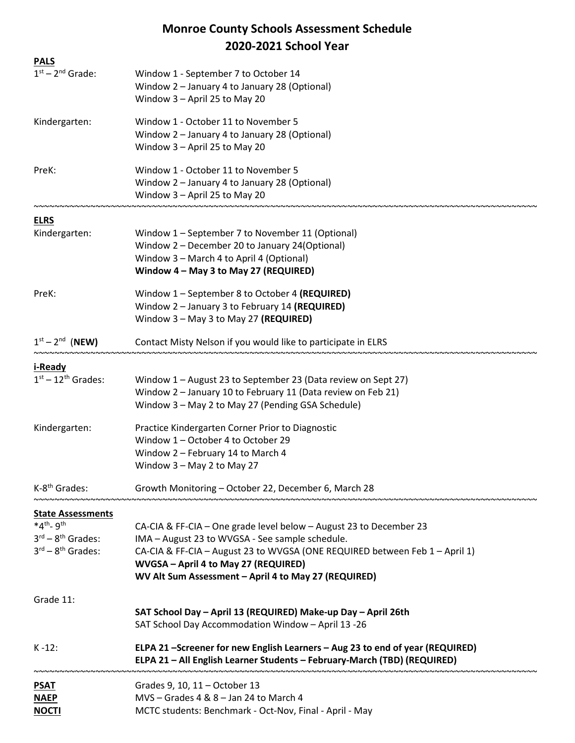# Monroe County Schools Assessment Schedule
## 2020-2021 School Year

**PALS**

| | |
|---|---|
| 1st – 2nd Grade: | Window 1 - September 7 to October 14<br>Window 2 – January 4 to January 28 (Optional)<br>Window 3 – April 25 to May 20 |
| Kindergarten: | Window 1 - October 11 to November 5<br>Window 2 – January 4 to January 28 (Optional)<br>Window 3 – April 25 to May 20 |
| PreK: | Window 1 - October 11 to November 5<br>Window 2 – January 4 to January 28 (Optional)<br>Window 3 – April 25 to May 20 |

~~~~~~~~~~~~~~~~~~~~~~~~~~~~~~~~~~~~~~~~~~~~~~~~~~~~~~~~~~~~~~~~~~~~~~~~~~~~~~~~

**ELRS**

| | |
|---|---|
| Kindergarten: | Window 1 – September 7 to November 11 (Optional)<br>Window 2 – December 20 to January 24(Optional)<br>Window 3 – March 4 to April 4 (Optional)<br>**Window 4 – May 3 to May 27 (REQUIRED)** |
| PreK: | Window 1 – September 8 to October 4 **(REQUIRED)**<br>Window 2 – January 3 to February 14 **(REQUIRED)**<br>Window 3 – May 3 to May 27 **(REQUIRED)** |
| 1st – 2nd (**NEW)** | Contact Misty Nelson if you would like to participate in ELRS |

~~~~~~~~~~~~~~~~~~~~~~~~~~~~~~~~~~~~~~~~~~~~~~~~~~~~~~~~~~~~~~~~~~~~~~~~~~~~~~~~

**i-Ready**

| | |
|---|---|
| 1st – 12th Grades: | Window 1 – August 23 to September 23 (Data review on Sept 27)<br>Window 2 – January 10 to February 11 (Data review on Feb 21)<br>Window 3 – May 2 to May 27 (Pending GSA Schedule) |
| Kindergarten: | Practice Kindergarten Corner Prior to Diagnostic<br>Window 1 – October 4 to October 29<br>Window 2 – February 14 to March 4<br>Window 3 – May 2 to May 27 |
| K-8th Grades: | Growth Monitoring – October 22, December 6, March 28 |

~~~~~~~~~~~~~~~~~~~~~~~~~~~~~~~~~~~~~~~~~~~~~~~~~~~~~~~~~~~~~~~~~~~~~~~~~~~~~~~~

**State Assessments**

| | |
|---|---|
| *4th- 9th | CA-CIA & FF-CIA – One grade level below – August 23 to December 23 |
| 3rd – 8th Grades: | IMA – August 23 to WVGSA - See sample schedule. |
| 3rd – 8th Grades: | CA-CIA & FF-CIA – August 23 to WVGSA (ONE REQUIRED between Feb 1 – April 1)<br>**WVGSA – April 4 to May 27 (REQUIRED)**<br>**WV Alt Sum Assessment – April 4 to May 27 (REQUIRED)** |
| Grade 11: | **SAT School Day – April 13 (REQUIRED) Make-up Day – April 26th**<br>SAT School Day Accommodation Window – April 13 -26 |
| K -12: | **ELPA 21 –Screener for new English Learners – Aug 23 to end of year (REQUIRED)**<br>**ELPA 21 – All English Learner Students – February-March (TBD) (REQUIRED)** |

~~~~~~~~~~~~~~~~~~~~~~~~~~~~~~~~~~~~~~~~~~~~~~~~~~~~~~~~~~~~~~~~~~~~~~~~~~~~~~~~

| | |
|---|---|
| **PSAT** | Grades 9, 10, 11 – October 13 |
| **NAEP** | MVS – Grades 4 & 8 – Jan 24 to March 4 |
| **NOCTI** | MCTC students: Benchmark - Oct-Nov, Final - April - May |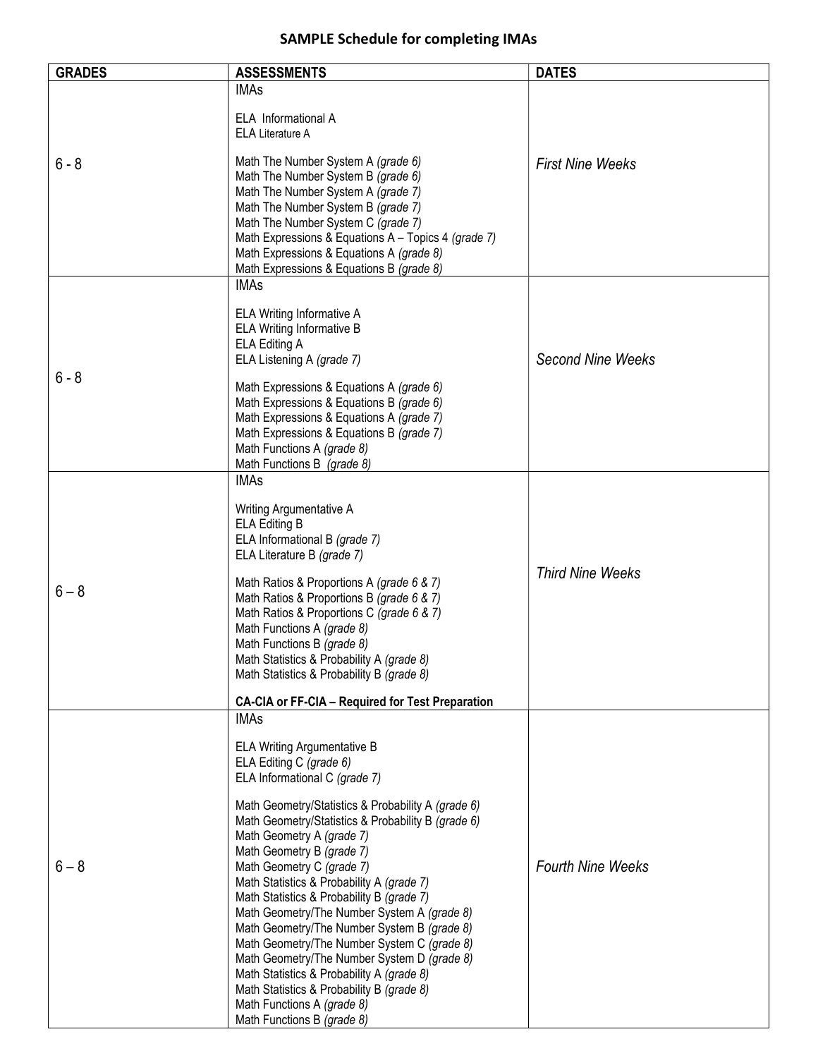# SAMPLE Schedule for completing IMAs

| GRADES | ASSESSMENTS | DATES |
|---|---|---|
| 6 - 8 | IMAs<br><br>ELA Informational A<br>ELA Literature A<br><br>Math The Number System A *(grade 6)*<br>Math The Number System B *(grade 6)*<br>Math The Number System A *(grade 7)*<br>Math The Number System B *(grade 7)*<br>Math The Number System C *(grade 7)*<br>Math Expressions & Equations A – Topics 4 *(grade 7)*<br>Math Expressions & Equations A *(grade 8)*<br>Math Expressions & Equations B *(grade 8)* | *First Nine Weeks* |
| 6 - 8 | IMAs<br><br>ELA Writing Informative A<br>ELA Writing Informative B<br>ELA Editing A<br>ELA Listening A *(grade 7)*<br><br>Math Expressions & Equations A *(grade 6)*<br>Math Expressions & Equations B *(grade 6)*<br>Math Expressions & Equations A *(grade 7)*<br>Math Expressions & Equations B *(grade 7)*<br>Math Functions A *(grade 8)*<br>Math Functions B *(grade 8)* | *Second Nine Weeks* |
| 6 – 8 | IMAs<br><br>Writing Argumentative A<br>ELA Editing B<br>ELA Informational B *(grade 7)*<br>ELA Literature B *(grade 7)*<br><br>Math Ratios & Proportions A *(grade 6 & 7)*<br>Math Ratios & Proportions B *(grade 6 & 7)*<br>Math Ratios & Proportions C *(grade 6 & 7)*<br>Math Functions A *(grade 8)*<br>Math Functions B *(grade 8)*<br>Math Statistics & Probability A *(grade 8)*<br>Math Statistics & Probability B *(grade 8)*<br><br>**CA-CIA or FF-CIA – Required for Test Preparation** | *Third Nine Weeks* |
| 6 – 8 | IMAs<br><br>ELA Writing Argumentative B<br>ELA Editing C *(grade 6)*<br>ELA Informational C *(grade 7)*<br><br>Math Geometry/Statistics & Probability A *(grade 6)*<br>Math Geometry/Statistics & Probability B *(grade 6)*<br>Math Geometry A *(grade 7)*<br>Math Geometry B *(grade 7)*<br>Math Geometry C *(grade 7)*<br>Math Statistics & Probability A *(grade 7)*<br>Math Statistics & Probability B *(grade 7)*<br>Math Geometry/The Number System A *(grade 8)*<br>Math Geometry/The Number System B *(grade 8)*<br>Math Geometry/The Number System C *(grade 8)*<br>Math Geometry/The Number System D *(grade 8)*<br>Math Statistics & Probability A *(grade 8)*<br>Math Statistics & Probability B *(grade 8)*<br>Math Functions A *(grade 8)*<br>Math Functions B *(grade 8)* | *Fourth Nine Weeks* |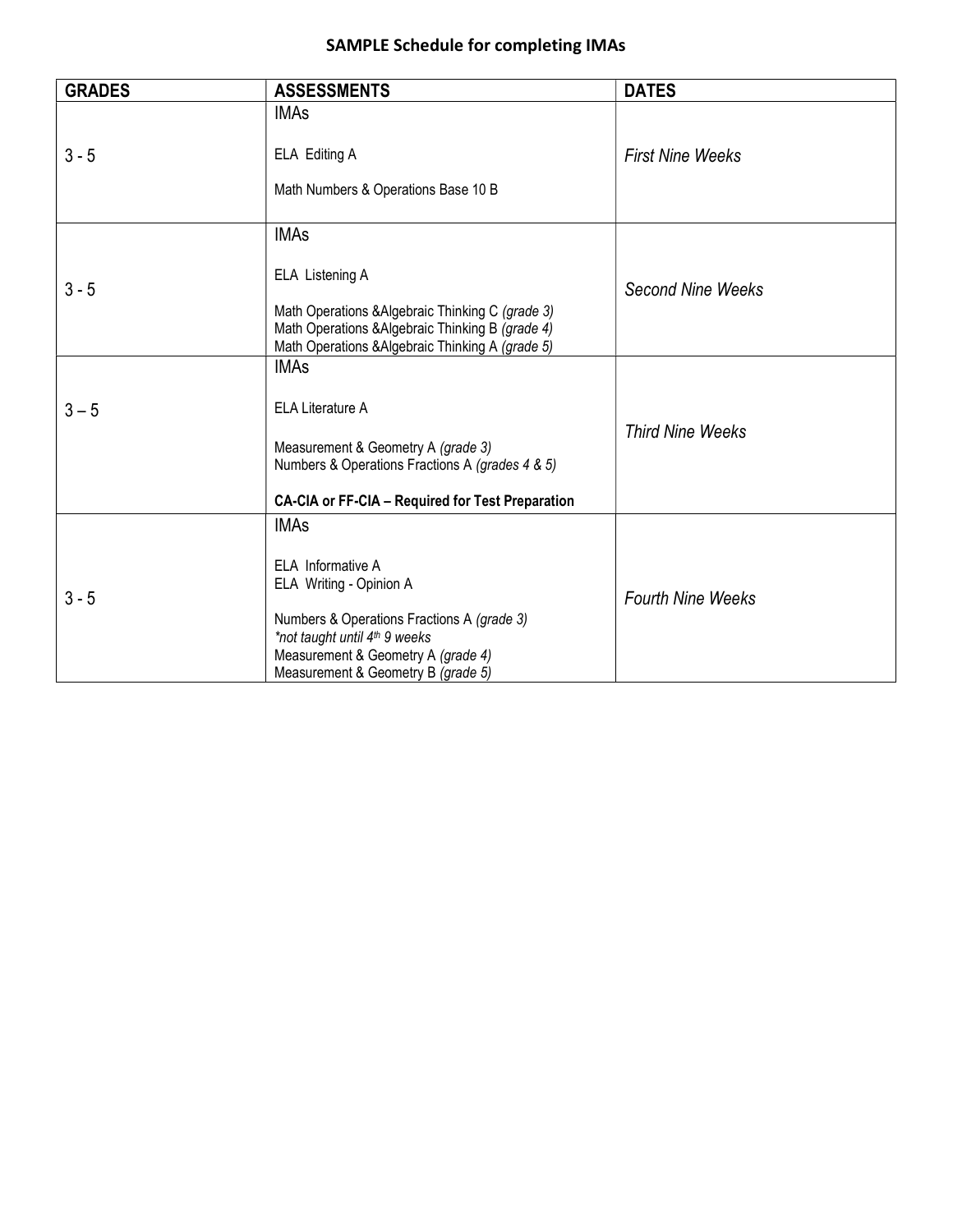**SAMPLE Schedule for completing IMAs**

| GRADES | ASSESSMENTS | DATES |
|---|---|---|
| 3 - 5 | IMAs<br><br>ELA Editing A<br><br>Math Numbers & Operations Base 10 B | *First Nine Weeks* |
| 3 - 5 | IMAs<br><br>ELA Listening A<br><br>Math Operations &Algebraic Thinking C *(grade 3)*<br>Math Operations &Algebraic Thinking B *(grade 4)*<br>Math Operations &Algebraic Thinking A *(grade 5)* | *Second Nine Weeks* |
| 3 – 5 | IMAs<br><br>ELA Literature A<br><br>Measurement & Geometry A *(grade 3)*<br>Numbers & Operations Fractions A *(grades 4 & 5)*<br><br>**CA-CIA or FF-CIA – Required for Test Preparation** | *Third Nine Weeks* |
| 3 - 5 | IMAs<br><br>ELA Informative A<br>ELA Writing - Opinion A<br><br>Numbers & Operations Fractions A *(grade 3)*<br>*\*not taught until 4th 9 weeks*<br>Measurement & Geometry A *(grade 4)*<br>Measurement & Geometry B *(grade 5)* | *Fourth Nine Weeks* |